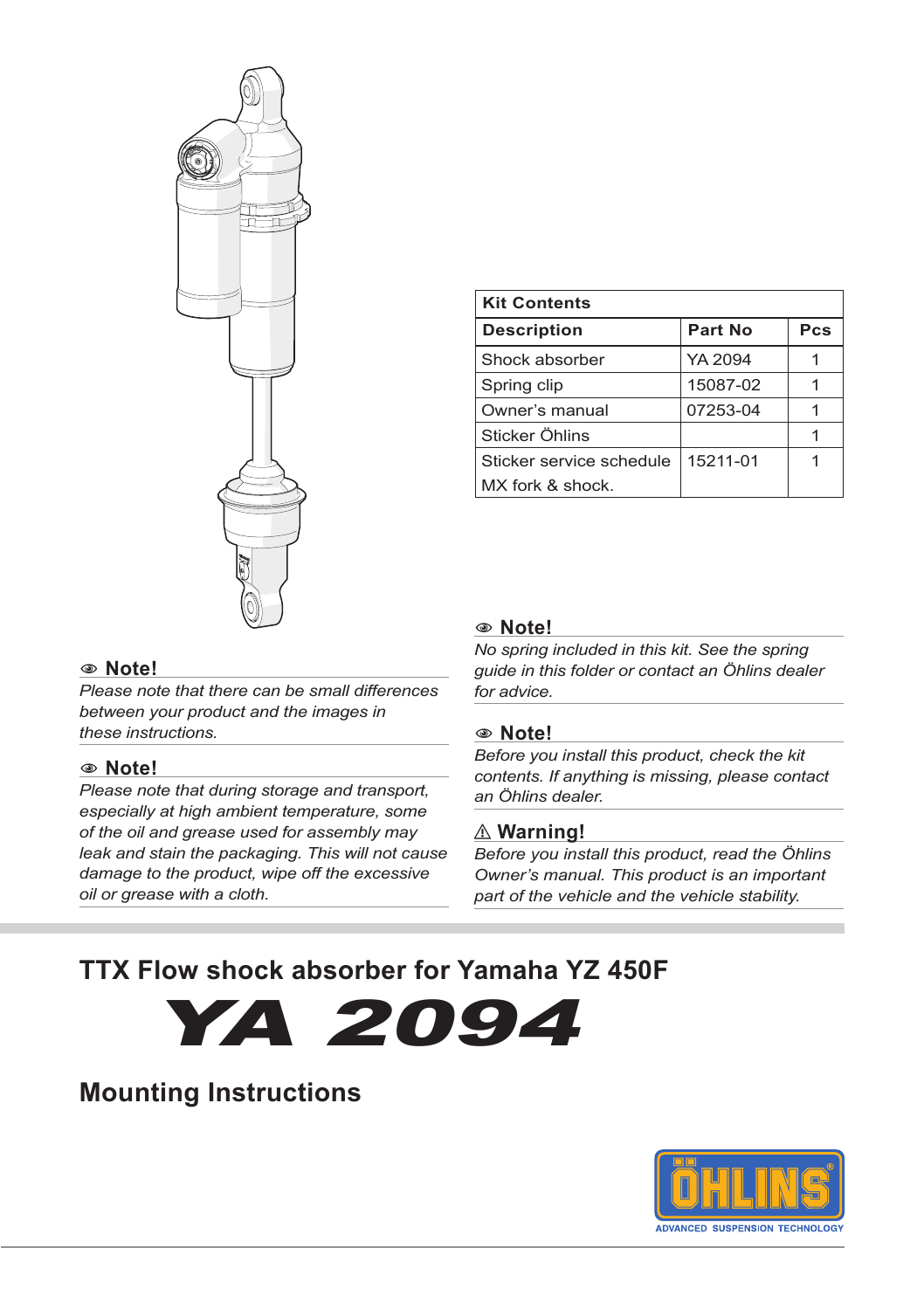| Kit Contents | | |
|---|---|---|
| **Description** | **Part No** | **Pcs** |
| Shock absorber | YA 2094 | 1 |
| Spring clip | 15087-02 | 1 |
| Owner's manual | 07253-04 | 1 |
| Sticker Öhlins | | 1 |
| Sticker service schedule MX fork & shock. | 15211-01 | 1 |

**Note!**

*Please note that there can be small differences between your product and the images in these instructions.*

**Note!**

*Please note that during storage and transport, especially at high ambient temperature, some of the oil and grease used for assembly may leak and stain the packaging. This will not cause damage to the product, wipe off the excessive oil or grease with a cloth.*

**Note!**

*No spring included in this kit. See the spring guide in this folder or contact an Öhlins dealer for advice.*

**Note!**

*Before you install this product, check the kit contents. If anything is missing, please contact an Öhlins dealer.*

**⚠ Warning!**

*Before you install this product, read the Öhlins Owner's manual. This product is an important part of the vehicle and the vehicle stability.*

## TTX Flow shock absorber for Yamaha YZ 450F

# YA 2094

## Mounting Instructions

ÖHLINS

ADVANCED SUSPENSION TECHNOLOGY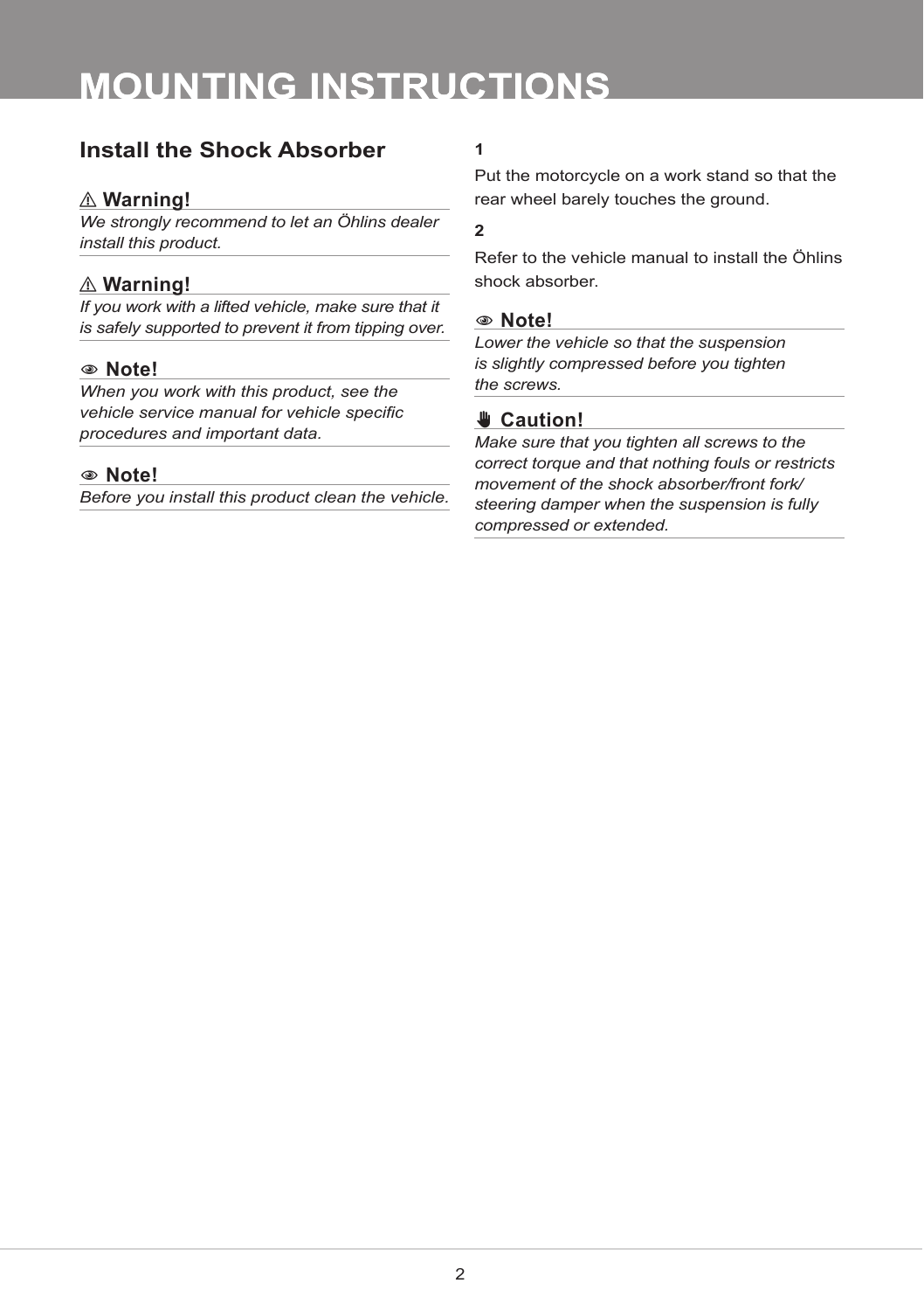# MOUNTING INSTRUCTIONS

## Install the Shock Absorber

**⚠ Warning!**

*We strongly recommend to let an Öhlins dealer install this product.*

**⚠ Warning!**

*If you work with a lifted vehicle, make sure that it is safely supported to prevent it from tipping over.*

**Note!**

*When you work with this product, see the vehicle service manual for vehicle specific procedures and important data.*

**Note!**

*Before you install this product clean the vehicle.*

**1**

Put the motorcycle on a work stand so that the rear wheel barely touches the ground.

**2**

Refer to the vehicle manual to install the Öhlins shock absorber.

**Note!**

*Lower the vehicle so that the suspension is slightly compressed before you tighten the screws.*

**Caution!**

*Make sure that you tighten all screws to the correct torque and that nothing fouls or restricts movement of the shock absorber/front fork/ steering damper when the suspension is fully compressed or extended.*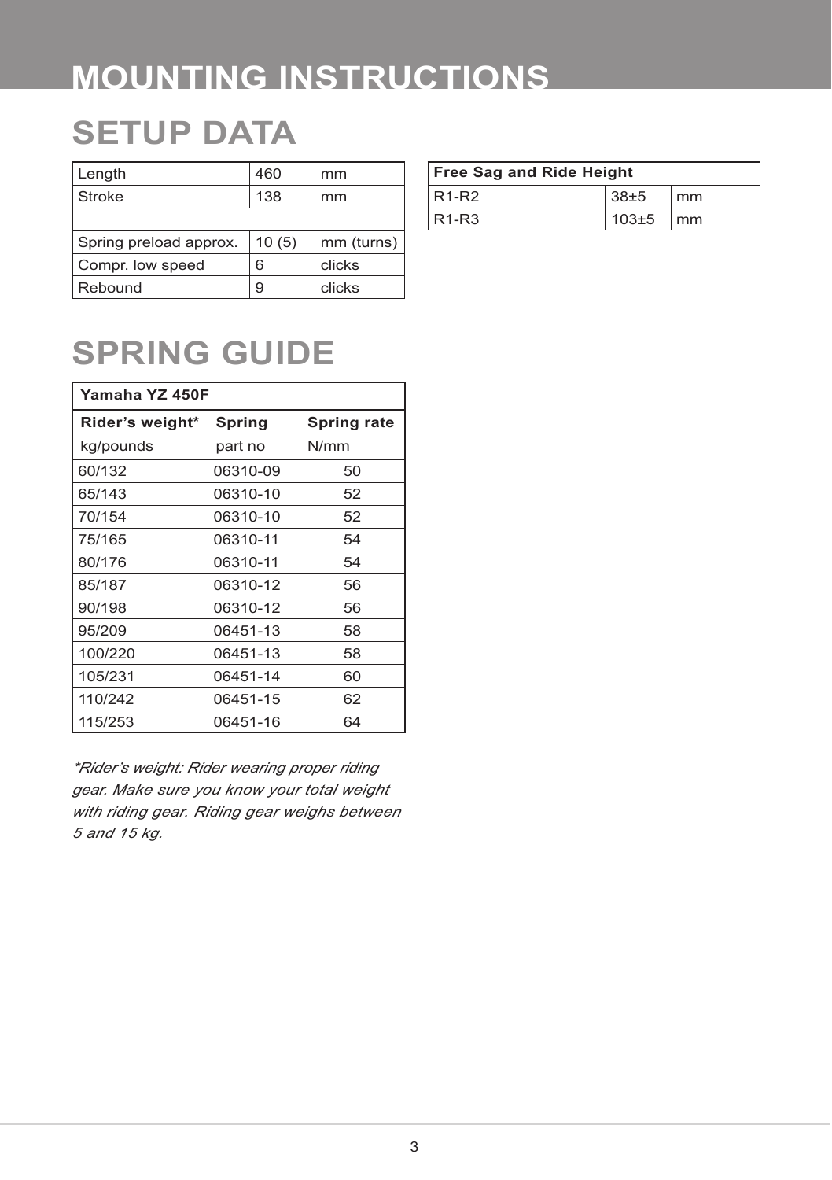# MOUNTING INSTRUCTIONS

## SETUP DATA

| Length | 460 | mm |
|---|---|---|
| Stroke | 138 | mm |
| | | |
| Spring preload approx. | 10 (5) | mm (turns) |
| Compr. low speed | 6 | clicks |
| Rebound | 9 | clicks |

| **Free Sag and Ride Height** | | |
|---|---|---|
| R1-R2 | 38±5 | mm |
| R1-R3 | 103±5 | mm |

## SPRING GUIDE

| **Yamaha YZ 450F** | | |
|---|---|---|
| **Rider's weight*** kg/pounds | **Spring** part no | **Spring rate** N/mm |
| 60/132 | 06310-09 | 50 |
| 65/143 | 06310-10 | 52 |
| 70/154 | 06310-10 | 52 |
| 75/165 | 06310-11 | 54 |
| 80/176 | 06310-11 | 54 |
| 85/187 | 06310-12 | 56 |
| 90/198 | 06310-12 | 56 |
| 95/209 | 06451-13 | 58 |
| 100/220 | 06451-13 | 58 |
| 105/231 | 06451-14 | 60 |
| 110/242 | 06451-15 | 62 |
| 115/253 | 06451-16 | 64 |

*\*Rider's weight: Rider wearing proper riding gear. Make sure you know your total weight with riding gear. Riding gear weighs between 5 and 15 kg.*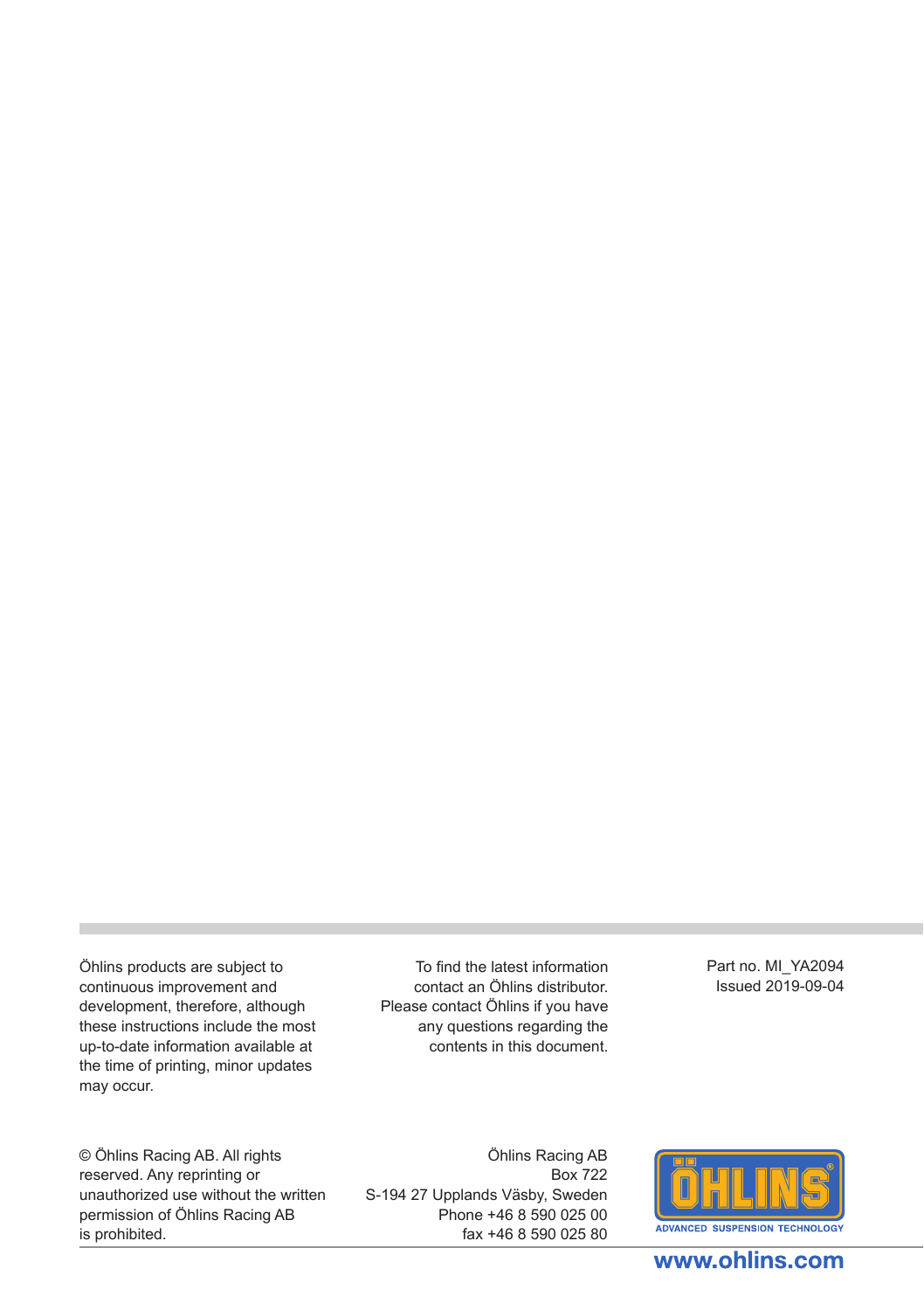Öhlins products are subject to continuous improvement and development, therefore, although these instructions include the most up-to-date information available at the time of printing, minor updates may occur.

To find the latest information contact an Öhlins distributor. Please contact Öhlins if you have any questions regarding the contents in this document.

Part no. MI_YA2094
Issued 2019-09-04

© Öhlins Racing AB. All rights reserved. Any reprinting or unauthorized use without the written permission of Öhlins Racing AB is prohibited.

Öhlins Racing AB
Box 722
S-194 27 Upplands Väsby, Sweden
Phone +46 8 590 025 00
fax +46 8 590 025 80

ÖHLINS
ADVANCED SUSPENSION TECHNOLOGY

www.ohlins.com